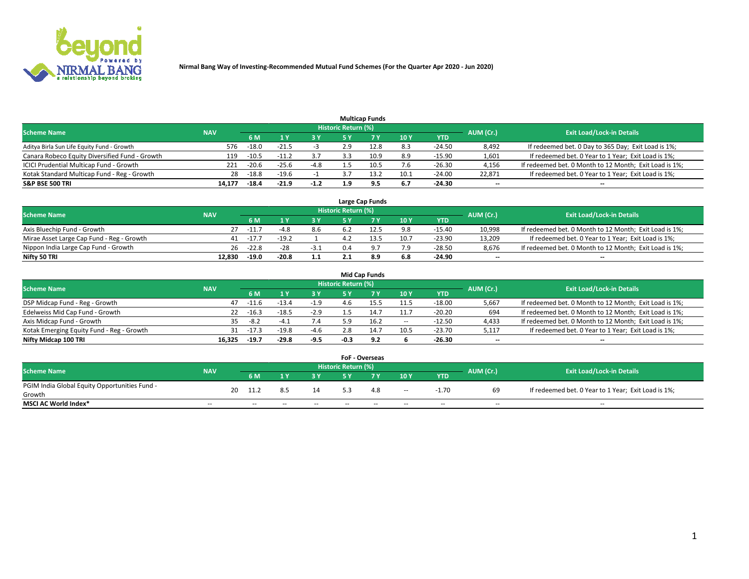**Nirmal Bang Way of Investing-Recommended Mutual Fund Schemes (For the Quarter Apr 2020 - Jun 2020)**

### Multicap Funds

| Scheme Name | NAV | Historic Return (%) | | | | | | | AUM (Cr.) | Exit Load/Lock-in Details |
|---|---|---|---|---|---|---|---|---|---|---|
| | | 6 M | 1 Y | 3 Y | 5 Y | 7 Y | 10 Y | YTD | | |
| Aditya Birla Sun Life Equity Fund - Growth | 576 | -18.0 | -21.5 | -3 | 2.9 | 12.8 | 8.3 | -24.50 | 8,492 | If redeemed bet. 0 Day to 365 Day; Exit Load is 1%; |
| Canara Robeco Equity Diversified Fund - Growth | 119 | -10.5 | -11.2 | 3.7 | 3.3 | 10.9 | 8.9 | -15.90 | 1,601 | If redeemed bet. 0 Year to 1 Year; Exit Load is 1%; |
| ICICI Prudential Multicap Fund - Growth | 221 | -20.6 | -25.6 | -4.8 | 1.5 | 10.5 | 7.6 | -26.30 | 4,156 | If redeemed bet. 0 Month to 12 Month; Exit Load is 1%; |
| Kotak Standard Multicap Fund - Reg - Growth | 28 | -18.8 | -19.6 | -1 | 3.7 | 13.2 | 10.1 | -24.00 | 22,871 | If redeemed bet. 0 Year to 1 Year; Exit Load is 1%; |
| **S&P BSE 500 TRI** | **14,177** | **-18.4** | **-21.9** | **-1.2** | **1.9** | **9.5** | **6.7** | **-24.30** | **--** | **--** |

### Large Cap Funds

| Scheme Name | NAV | Historic Return (%) | | | | | | | AUM (Cr.) | Exit Load/Lock-in Details |
|---|---|---|---|---|---|---|---|---|---|---|
| | | 6 M | 1 Y | 3 Y | 5 Y | 7 Y | 10 Y | YTD | | |
| Axis Bluechip Fund - Growth | 27 | -11.7 | -4.8 | 8.6 | 6.2 | 12.5 | 9.8 | -15.40 | 10,998 | If redeemed bet. 0 Month to 12 Month; Exit Load is 1%; |
| Mirae Asset Large Cap Fund - Reg - Growth | 41 | -17.7 | -19.2 | 1 | 4.2 | 13.5 | 10.7 | -23.90 | 13,209 | If redeemed bet. 0 Year to 1 Year; Exit Load is 1%; |
| Nippon India Large Cap Fund - Growth | 26 | -22.8 | -28 | -3.1 | 0.4 | 9.7 | 7.9 | -28.50 | 8,676 | If redeemed bet. 0 Month to 12 Month; Exit Load is 1%; |
| **Nifty 50 TRI** | **12,830** | **-19.0** | **-20.8** | **1.1** | **2.1** | **8.9** | **6.8** | **-24.90** | **--** | **--** |

### Mid Cap Funds

| Scheme Name | NAV | Historic Return (%) | | | | | | | AUM (Cr.) | Exit Load/Lock-in Details |
|---|---|---|---|---|---|---|---|---|---|---|
| | | 6 M | 1 Y | 3 Y | 5 Y | 7 Y | 10 Y | YTD | | |
| DSP Midcap Fund - Reg - Growth | 47 | -11.6 | -13.4 | -1.9 | 4.6 | 15.5 | 11.5 | -18.00 | 5,667 | If redeemed bet. 0 Month to 12 Month; Exit Load is 1%; |
| Edelweiss Mid Cap Fund - Growth | 22 | -16.3 | -18.5 | -2.9 | 1.5 | 14.7 | 11.7 | -20.20 | 694 | If redeemed bet. 0 Month to 12 Month; Exit Load is 1%; |
| Axis Midcap Fund - Growth | 35 | -8.2 | -4.1 | 7.4 | 5.9 | 16.2 | -- | -12.50 | 4,433 | If redeemed bet. 0 Month to 12 Month; Exit Load is 1%; |
| Kotak Emerging Equity Fund - Reg - Growth | 31 | -17.3 | -19.8 | -4.6 | 2.8 | 14.7 | 10.5 | -23.70 | 5,117 | If redeemed bet. 0 Year to 1 Year; Exit Load is 1%; |
| **Nifty Midcap 100 TRI** | **16,325** | **-19.7** | **-29.8** | **-9.5** | **-0.3** | **9.2** | **6** | **-26.30** | **--** | **--** |

### FoF - Overseas

| Scheme Name | NAV | Historic Return (%) | | | | | | | AUM (Cr.) | Exit Load/Lock-in Details |
|---|---|---|---|---|---|---|---|---|---|---|
| | | 6 M | 1 Y | 3 Y | 5 Y | 7 Y | 10 Y | YTD | | |
| PGIM India Global Equity Opportunities Fund - Growth | 20 | 11.2 | 8.5 | 14 | 5.3 | 4.8 | -- | -1.70 | 69 | If redeemed bet. 0 Year to 1 Year; Exit Load is 1%; |
| **MSCI AC World Index*** | -- | -- | -- | -- | -- | -- | -- | -- | -- | -- |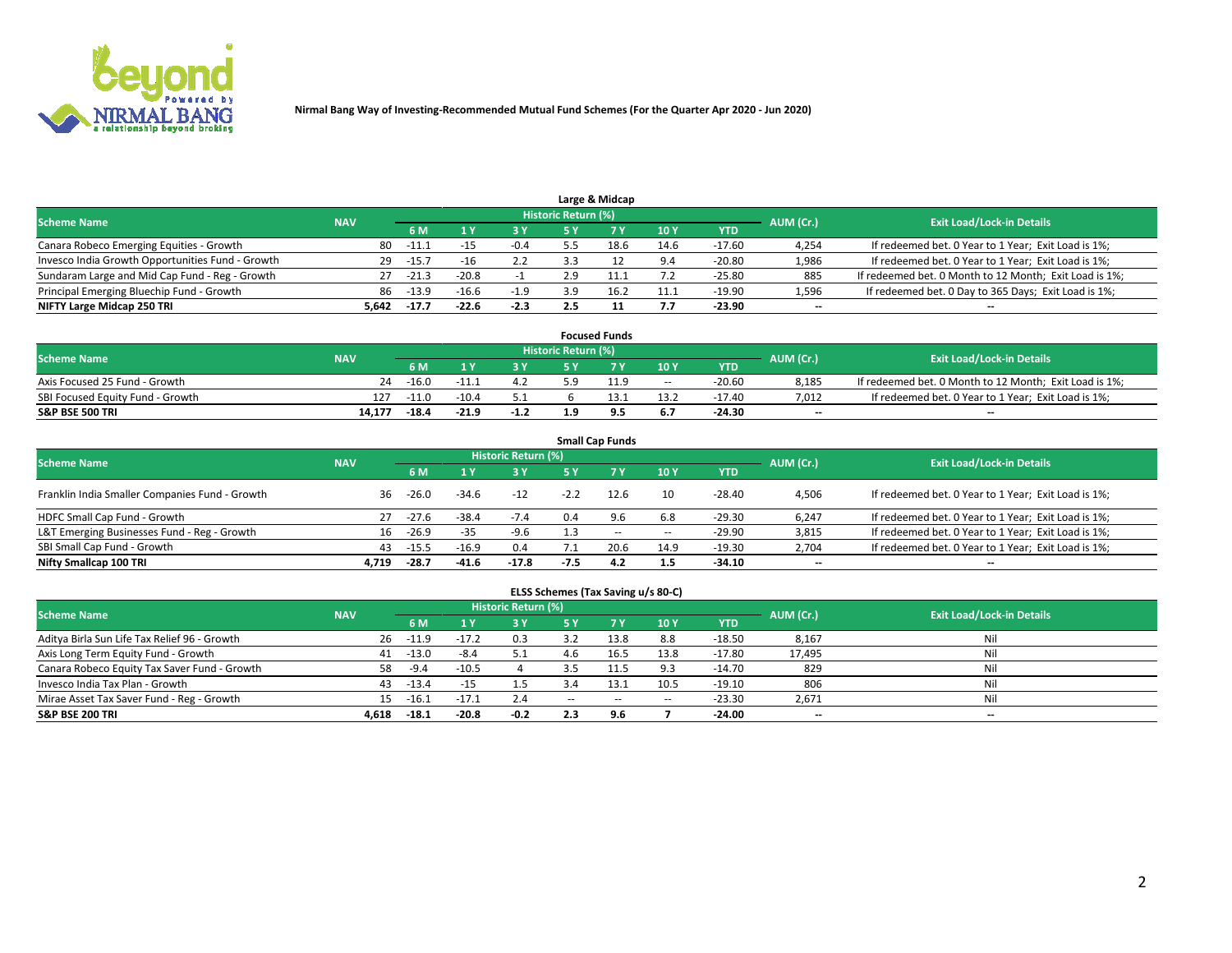Nirmal Bang Way of Investing-Recommended Mutual Fund Schemes (For the Quarter Apr 2020 - Jun 2020)

## Large & Midcap

| Scheme Name | NAV | Historic Return (%) | | | | | | | AUM (Cr.) | Exit Load/Lock-in Details |
|---|---|---|---|---|---|---|---|---|---|---|
| | | 6 M | 1 Y | 3 Y | 5 Y | 7 Y | 10 Y | YTD | | |
| Canara Robeco Emerging Equities - Growth | 80 | -11.1 | -15 | -0.4 | 5.5 | 18.6 | 14.6 | -17.60 | 4,254 | If redeemed bet. 0 Year to 1 Year; Exit Load is 1%; |
| Invesco India Growth Opportunities Fund - Growth | 29 | -15.7 | -16 | 2.2 | 3.3 | 12 | 9.4 | -20.80 | 1,986 | If redeemed bet. 0 Year to 1 Year; Exit Load is 1%; |
| Sundaram Large and Mid Cap Fund - Reg - Growth | 27 | -21.3 | -20.8 | -1 | 2.9 | 11.1 | 7.2 | -25.80 | 885 | If redeemed bet. 0 Month to 12 Month; Exit Load is 1%; |
| Principal Emerging Bluechip Fund - Growth | 86 | -13.9 | -16.6 | -1.9 | 3.9 | 16.2 | 11.1 | -19.90 | 1,596 | If redeemed bet. 0 Day to 365 Days; Exit Load is 1%; |
| **NIFTY Large Midcap 250 TRI** | **5,642** | **-17.7** | **-22.6** | **-2.3** | **2.5** | **11** | **7.7** | **-23.90** | **--** | **--** |

## Focused Funds

| Scheme Name | NAV | Historic Return (%) | | | | | | | AUM (Cr.) | Exit Load/Lock-in Details |
|---|---|---|---|---|---|---|---|---|---|---|
| | | 6 M | 1 Y | 3 Y | 5 Y | 7 Y | 10 Y | YTD | | |
| Axis Focused 25 Fund - Growth | 24 | -16.0 | -11.1 | 4.2 | 5.9 | 11.9 | -- | -20.60 | 8,185 | If redeemed bet. 0 Month to 12 Month; Exit Load is 1%; |
| SBI Focused Equity Fund - Growth | 127 | -11.0 | -10.4 | 5.1 | 6 | 13.1 | 13.2 | -17.40 | 7,012 | If redeemed bet. 0 Year to 1 Year; Exit Load is 1%; |
| **S&P BSE 500 TRI** | **14,177** | **-18.4** | **-21.9** | **-1.2** | **1.9** | **9.5** | **6.7** | **-24.30** | **--** | **--** |

## Small Cap Funds

| Scheme Name | NAV | Historic Return (%) | | | | | | | AUM (Cr.) | Exit Load/Lock-in Details |
|---|---|---|---|---|---|---|---|---|---|---|
| | | 6 M | 1 Y | 3 Y | 5 Y | 7 Y | 10 Y | YTD | | |
| Franklin India Smaller Companies Fund - Growth | 36 | -26.0 | -34.6 | -12 | -2.2 | 12.6 | 10 | -28.40 | 4,506 | If redeemed bet. 0 Year to 1 Year; Exit Load is 1%; |
| HDFC Small Cap Fund - Growth | 27 | -27.6 | -38.4 | -7.4 | 0.4 | 9.6 | 6.8 | -29.30 | 6,247 | If redeemed bet. 0 Year to 1 Year; Exit Load is 1%; |
| L&T Emerging Businesses Fund - Reg - Growth | 16 | -26.9 | -35 | -9.6 | 1.3 | -- | -- | -29.90 | 3,815 | If redeemed bet. 0 Year to 1 Year; Exit Load is 1%; |
| SBI Small Cap Fund - Growth | 43 | -15.5 | -16.9 | 0.4 | 7.1 | 20.6 | 14.9 | -19.30 | 2,704 | If redeemed bet. 0 Year to 1 Year; Exit Load is 1%; |
| **Nifty Smallcap 100 TRI** | **4,719** | **-28.7** | **-41.6** | **-17.8** | **-7.5** | **4.2** | **1.5** | **-34.10** | **--** | **--** |

## ELSS Schemes (Tax Saving u/s 80-C)

| Scheme Name | NAV | Historic Return (%) | | | | | | | AUM (Cr.) | Exit Load/Lock-in Details |
|---|---|---|---|---|---|---|---|---|---|---|
| | | 6 M | 1 Y | 3 Y | 5 Y | 7 Y | 10 Y | YTD | | |
| Aditya Birla Sun Life Tax Relief 96 - Growth | 26 | -11.9 | -17.2 | 0.3 | 3.2 | 13.8 | 8.8 | -18.50 | 8,167 | Nil |
| Axis Long Term Equity Fund - Growth | 41 | -13.0 | -8.4 | 5.1 | 4.6 | 16.5 | 13.8 | -17.80 | 17,495 | Nil |
| Canara Robeco Equity Tax Saver Fund - Growth | 58 | -9.4 | -10.5 | 4 | 3.5 | 11.5 | 9.3 | -14.70 | 829 | Nil |
| Invesco India Tax Plan - Growth | 43 | -13.4 | -15 | 1.5 | 3.4 | 13.1 | 10.5 | -19.10 | 806 | Nil |
| Mirae Asset Tax Saver Fund - Reg - Growth | 15 | -16.1 | -17.1 | 2.4 | -- | -- | -- | -23.30 | 2,671 | Nil |
| **S&P BSE 200 TRI** | **4,618** | **-18.1** | **-20.8** | **-0.2** | **2.3** | **9.6** | **7** | **-24.00** | **--** | **--** |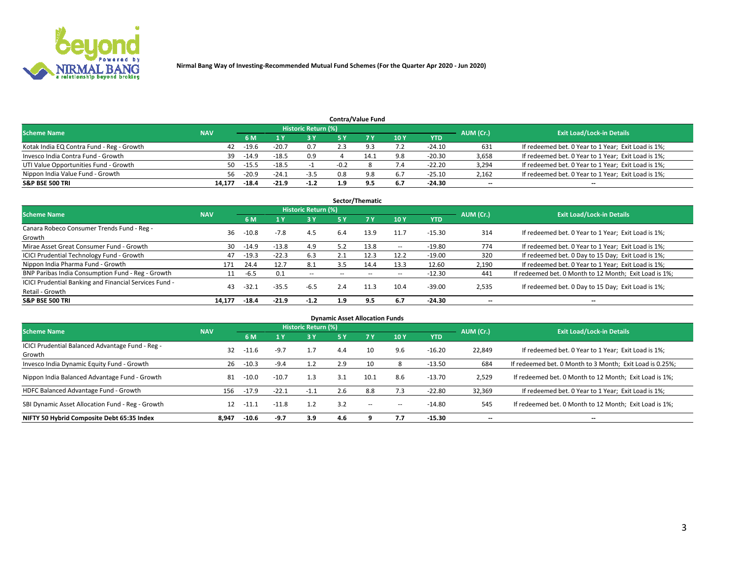**Nirmal Bang Way of Investing-Recommended Mutual Fund Schemes (For the Quarter Apr 2020 - Jun 2020)**

### Contra/Value Fund

| Scheme Name | NAV | Historic Return (%) | | | | | | | AUM (Cr.) | Exit Load/Lock-in Details |
|---|---|---|---|---|---|---|---|---|---|---|
| | | 6 M | 1 Y | 3 Y | 5 Y | 7 Y | 10 Y | YTD | | |
| Kotak India EQ Contra Fund - Reg - Growth | 42 | -19.6 | -20.7 | 0.7 | 2.3 | 9.3 | 7.2 | -24.10 | 631 | If redeemed bet. 0 Year to 1 Year; Exit Load is 1%; |
| Invesco India Contra Fund - Growth | 39 | -14.9 | -18.5 | 0.9 | 4 | 14.1 | 9.8 | -20.30 | 3,658 | If redeemed bet. 0 Year to 1 Year; Exit Load is 1%; |
| UTI Value Opportunities Fund - Growth | 50 | -15.5 | -18.5 | -1 | -0.2 | 8 | 7.4 | -22.20 | 3,294 | If redeemed bet. 0 Year to 1 Year; Exit Load is 1%; |
| Nippon India Value Fund - Growth | 56 | -20.9 | -24.1 | -3.5 | 0.8 | 9.8 | 6.7 | -25.10 | 2,162 | If redeemed bet. 0 Year to 1 Year; Exit Load is 1%; |
| **S&P BSE 500 TRI** | **14,177** | **-18.4** | **-21.9** | **-1.2** | **1.9** | **9.5** | **6.7** | **-24.30** | **--** | **--** |

### Sector/Thematic

| Scheme Name | NAV | Historic Return (%) | | | | | | | AUM (Cr.) | Exit Load/Lock-in Details |
|---|---|---|---|---|---|---|---|---|---|---|
| | | 6 M | 1 Y | 3 Y | 5 Y | 7 Y | 10 Y | YTD | | |
| Canara Robeco Consumer Trends Fund - Reg - Growth | 36 | -10.8 | -7.8 | 4.5 | 6.4 | 13.9 | 11.7 | -15.30 | 314 | If redeemed bet. 0 Year to 1 Year; Exit Load is 1%; |
| Mirae Asset Great Consumer Fund - Growth | 30 | -14.9 | -13.8 | 4.9 | 5.2 | 13.8 | -- | -19.80 | 774 | If redeemed bet. 0 Year to 1 Year; Exit Load is 1%; |
| ICICI Prudential Technology Fund - Growth | 47 | -19.3 | -22.3 | 6.3 | 2.1 | 12.3 | 12.2 | -19.00 | 320 | If redeemed bet. 0 Day to 15 Day; Exit Load is 1%; |
| Nippon India Pharma Fund - Growth | 171 | 24.4 | 12.7 | 8.1 | 3.5 | 14.4 | 13.3 | 12.60 | 2,190 | If redeemed bet. 0 Year to 1 Year; Exit Load is 1%; |
| BNP Paribas India Consumption Fund - Reg - Growth | 11 | -6.5 | 0.1 | -- | -- | -- | -- | -12.30 | 441 | If redeemed bet. 0 Month to 12 Month; Exit Load is 1%; |
| ICICI Prudential Banking and Financial Services Fund - Retail - Growth | 43 | -32.1 | -35.5 | -6.5 | 2.4 | 11.3 | 10.4 | -39.00 | 2,535 | If redeemed bet. 0 Day to 15 Day; Exit Load is 1%; |
| **S&P BSE 500 TRI** | **14,177** | **-18.4** | **-21.9** | **-1.2** | **1.9** | **9.5** | **6.7** | **-24.30** | **--** | **--** |

### Dynamic Asset Allocation Funds

| Scheme Name | NAV | Historic Return (%) | | | | | | | AUM (Cr.) | Exit Load/Lock-in Details |
|---|---|---|---|---|---|---|---|---|---|---|
| | | 6 M | 1 Y | 3 Y | 5 Y | 7 Y | 10 Y | YTD | | |
| ICICI Prudential Balanced Advantage Fund - Reg - Growth | 32 | -11.6 | -9.7 | 1.7 | 4.4 | 10 | 9.6 | -16.20 | 22,849 | If redeemed bet. 0 Year to 1 Year; Exit Load is 1%; |
| Invesco India Dynamic Equity Fund - Growth | 26 | -10.3 | -9.4 | 1.2 | 2.9 | 10 | 8 | -13.50 | 684 | If redeemed bet. 0 Month to 3 Month; Exit Load is 0.25%; |
| Nippon India Balanced Advantage Fund - Growth | 81 | -10.0 | -10.7 | 1.3 | 3.1 | 10.1 | 8.6 | -13.70 | 2,529 | If redeemed bet. 0 Month to 12 Month; Exit Load is 1%; |
| HDFC Balanced Advantage Fund - Growth | 156 | -17.9 | -22.1 | -1.1 | 2.6 | 8.8 | 7.3 | -22.80 | 32,369 | If redeemed bet. 0 Year to 1 Year; Exit Load is 1%; |
| SBI Dynamic Asset Allocation Fund - Reg - Growth | 12 | -11.1 | -11.8 | 1.2 | 3.2 | -- | -- | -14.80 | 545 | If redeemed bet. 0 Month to 12 Month; Exit Load is 1%; |
| **NIFTY 50 Hybrid Composite Debt 65:35 Index** | **8,947** | **-10.6** | **-9.7** | **3.9** | **4.6** | **9** | **7.7** | **-15.30** | **--** | **--** |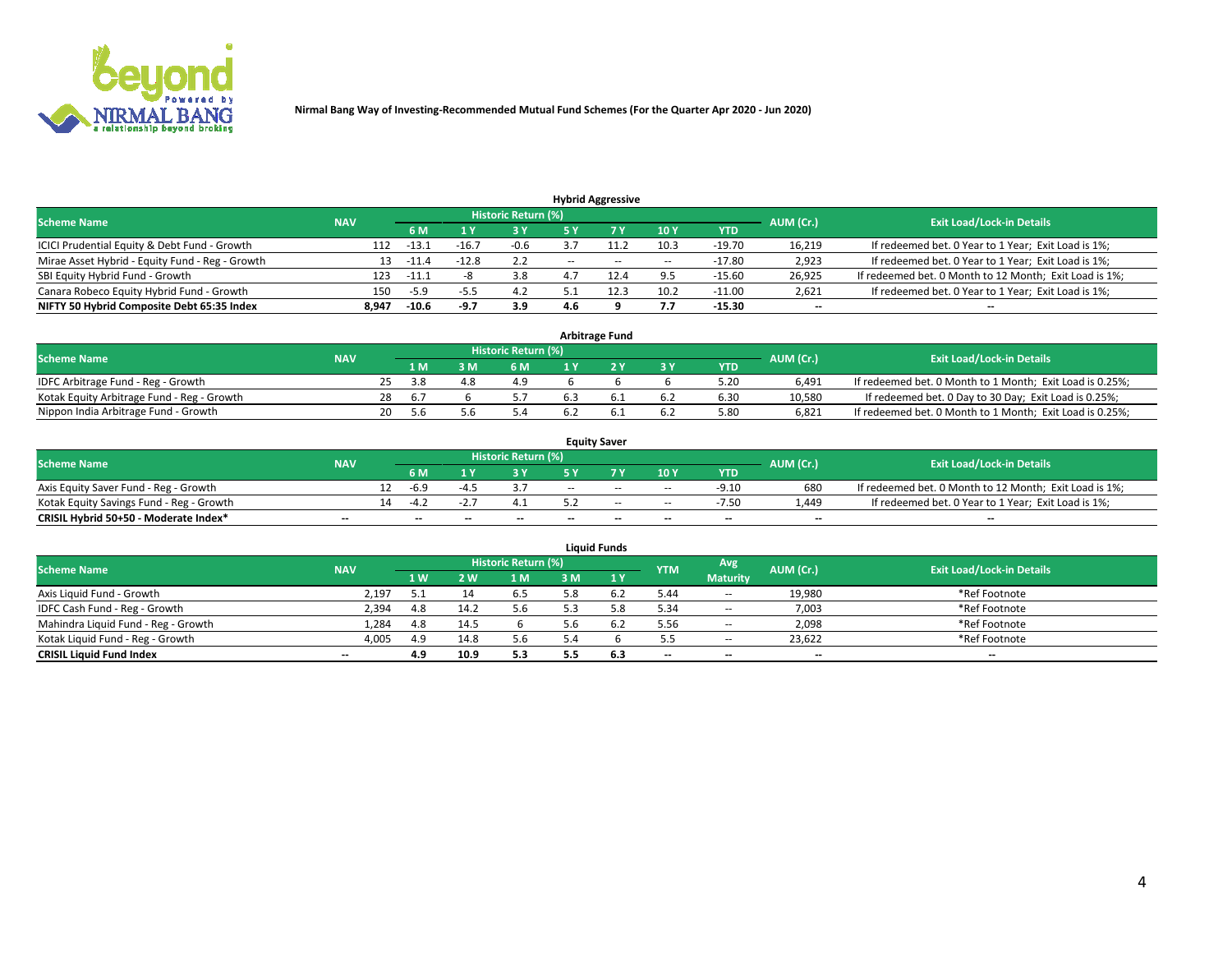Nirmal Bang Way of Investing-Recommended Mutual Fund Schemes (For the Quarter Apr 2020 - Jun 2020)

## Hybrid Aggressive

| Scheme Name | NAV | Historic Return (%) | | | | | | | AUM (Cr.) | Exit Load/Lock-in Details |
|---|---|---|---|---|---|---|---|---|---|---|
| | | 6 M | 1 Y | 3 Y | 5 Y | 7 Y | 10 Y | YTD | | |
| ICICI Prudential Equity & Debt Fund - Growth | 112 | -13.1 | -16.7 | -0.6 | 3.7 | 11.2 | 10.3 | -19.70 | 16,219 | If redeemed bet. 0 Year to 1 Year; Exit Load is 1%; |
| Mirae Asset Hybrid - Equity Fund - Reg - Growth | 13 | -11.4 | -12.8 | 2.2 | -- | -- | -- | -17.80 | 2,923 | If redeemed bet. 0 Year to 1 Year; Exit Load is 1%; |
| SBI Equity Hybrid Fund - Growth | 123 | -11.1 | -8 | 3.8 | 4.7 | 12.4 | 9.5 | -15.60 | 26,925 | If redeemed bet. 0 Month to 12 Month; Exit Load is 1%; |
| Canara Robeco Equity Hybrid Fund - Growth | 150 | -5.9 | -5.5 | 4.2 | 5.1 | 12.3 | 10.2 | -11.00 | 2,621 | If redeemed bet. 0 Year to 1 Year; Exit Load is 1%; |
| **NIFTY 50 Hybrid Composite Debt 65:35 Index** | **8,947** | **-10.6** | **-9.7** | **3.9** | **4.6** | **9** | **7.7** | **-15.30** | **--** | **--** |

## Arbitrage Fund

| Scheme Name | NAV | Historic Return (%) | | | | | | | AUM (Cr.) | Exit Load/Lock-in Details |
|---|---|---|---|---|---|---|---|---|---|---|
| | | 1 M | 3 M | 6 M | 1 Y | 2 Y | 3 Y | YTD | | |
| IDFC Arbitrage Fund - Reg - Growth | 25 | 3.8 | 4.8 | 4.9 | 6 | 6 | 6 | 5.20 | 6,491 | If redeemed bet. 0 Month to 1 Month; Exit Load is 0.25%; |
| Kotak Equity Arbitrage Fund - Reg - Growth | 28 | 6.7 | 6 | 5.7 | 6.3 | 6.1 | 6.2 | 6.30 | 10,580 | If redeemed bet. 0 Day to 30 Day; Exit Load is 0.25%; |
| Nippon India Arbitrage Fund - Growth | 20 | 5.6 | 5.6 | 5.4 | 6.2 | 6.1 | 6.2 | 5.80 | 6,821 | If redeemed bet. 0 Month to 1 Month; Exit Load is 0.25%; |

## Equity Saver

| Scheme Name | NAV | Historic Return (%) | | | | | | | AUM (Cr.) | Exit Load/Lock-in Details |
|---|---|---|---|---|---|---|---|---|---|---|
| | | 6 M | 1 Y | 3 Y | 5 Y | 7 Y | 10 Y | YTD | | |
| Axis Equity Saver Fund - Reg - Growth | 12 | -6.9 | -4.5 | 3.7 | -- | -- | -- | -9.10 | 680 | If redeemed bet. 0 Month to 12 Month; Exit Load is 1%; |
| Kotak Equity Savings Fund - Reg - Growth | 14 | -4.2 | -2.7 | 4.1 | 5.2 | -- | -- | -7.50 | 1,449 | If redeemed bet. 0 Year to 1 Year; Exit Load is 1%; |
| **CRISIL Hybrid 50+50 - Moderate Index*** | **--** | **--** | **--** | **--** | **--** | **--** | **--** | **--** | **--** | **--** |

## Liquid Funds

| Scheme Name | NAV | Historic Return (%) | | | | | YTM | Avg Maturity | AUM (Cr.) | Exit Load/Lock-in Details |
|---|---|---|---|---|---|---|---|---|---|---|
| | | 1 W | 2 W | 1 M | 3 M | 1 Y | | | | |
| Axis Liquid Fund - Growth | 2,197 | 5.1 | 14 | 6.5 | 5.8 | 6.2 | 5.44 | -- | 19,980 | *Ref Footnote |
| IDFC Cash Fund - Reg - Growth | 2,394 | 4.8 | 14.2 | 5.6 | 5.3 | 5.8 | 5.34 | -- | 7,003 | *Ref Footnote |
| Mahindra Liquid Fund - Reg - Growth | 1,284 | 4.8 | 14.5 | 6 | 5.6 | 6.2 | 5.56 | -- | 2,098 | *Ref Footnote |
| Kotak Liquid Fund - Reg - Growth | 4,005 | 4.9 | 14.8 | 5.6 | 5.4 | 6 | 5.5 | -- | 23,622 | *Ref Footnote |
| **CRISIL Liquid Fund Index** | **--** | **4.9** | **10.9** | **5.3** | **5.5** | **6.3** | **--** | **--** | **--** | **--** |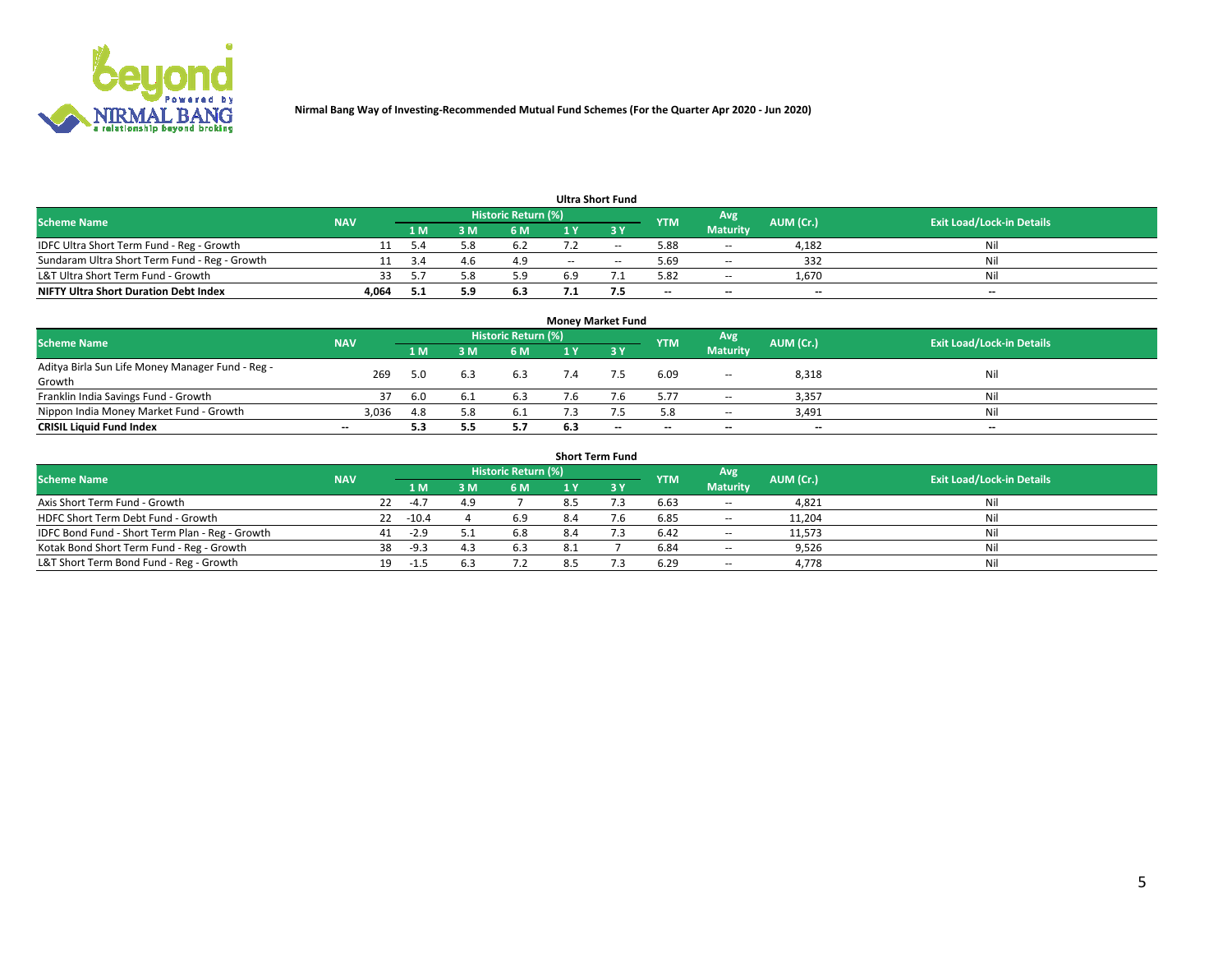**Nirmal Bang Way of Investing-Recommended Mutual Fund Schemes (For the Quarter Apr 2020 - Jun 2020)**

### Ultra Short Fund

| Scheme Name | NAV | Historic Return (%) | | | | | YTM | Avg Maturity | AUM (Cr.) | Exit Load/Lock-in Details |
|---|---|---|---|---|---|---|---|---|---|---|
| | | 1 M | 3 M | 6 M | 1 Y | 3 Y | | | | |
| IDFC Ultra Short Term Fund - Reg - Growth | 11 | 5.4 | 5.8 | 6.2 | 7.2 | -- | 5.88 | -- | 4,182 | Nil |
| Sundaram Ultra Short Term Fund - Reg - Growth | 11 | 3.4 | 4.6 | 4.9 | -- | -- | 5.69 | -- | 332 | Nil |
| L&T Ultra Short Term Fund - Growth | 33 | 5.7 | 5.8 | 5.9 | 6.9 | 7.1 | 5.82 | -- | 1,670 | Nil |
| **NIFTY Ultra Short Duration Debt Index** | **4,064** | **5.1** | **5.9** | **6.3** | **7.1** | **7.5** | **--** | **--** | **--** | **--** |

### Money Market Fund

| Scheme Name | NAV | Historic Return (%) | | | | | YTM | Avg Maturity | AUM (Cr.) | Exit Load/Lock-in Details |
|---|---|---|---|---|---|---|---|---|---|---|
| | | 1 M | 3 M | 6 M | 1 Y | 3 Y | | | | |
| Aditya Birla Sun Life Money Manager Fund - Reg - Growth | 269 | 5.0 | 6.3 | 6.3 | 7.4 | 7.5 | 6.09 | -- | 8,318 | Nil |
| Franklin India Savings Fund - Growth | 37 | 6.0 | 6.1 | 6.3 | 7.6 | 7.6 | 5.77 | -- | 3,357 | Nil |
| Nippon India Money Market Fund - Growth | 3,036 | 4.8 | 5.8 | 6.1 | 7.3 | 7.5 | 5.8 | -- | 3,491 | Nil |
| **CRISIL Liquid Fund Index** | **--** | **5.3** | **5.5** | **5.7** | **6.3** | **--** | **--** | **--** | **--** | **--** |

### Short Term Fund

| Scheme Name | NAV | Historic Return (%) | | | | | YTM | Avg Maturity | AUM (Cr.) | Exit Load/Lock-in Details |
|---|---|---|---|---|---|---|---|---|---|---|
| | | 1 M | 3 M | 6 M | 1 Y | 3 Y | | | | |
| Axis Short Term Fund - Growth | 22 | -4.7 | 4.9 | 7 | 8.5 | 7.3 | 6.63 | -- | 4,821 | Nil |
| HDFC Short Term Debt Fund - Growth | 22 | -10.4 | 4 | 6.9 | 8.4 | 7.6 | 6.85 | -- | 11,204 | Nil |
| IDFC Bond Fund - Short Term Plan - Reg - Growth | 41 | -2.9 | 5.1 | 6.8 | 8.4 | 7.3 | 6.42 | -- | 11,573 | Nil |
| Kotak Bond Short Term Fund - Reg - Growth | 38 | -9.3 | 4.3 | 6.3 | 8.1 | 7 | 6.84 | -- | 9,526 | Nil |
| L&T Short Term Bond Fund - Reg - Growth | 19 | -1.5 | 6.3 | 7.2 | 8.5 | 7.3 | 6.29 | -- | 4,778 | Nil |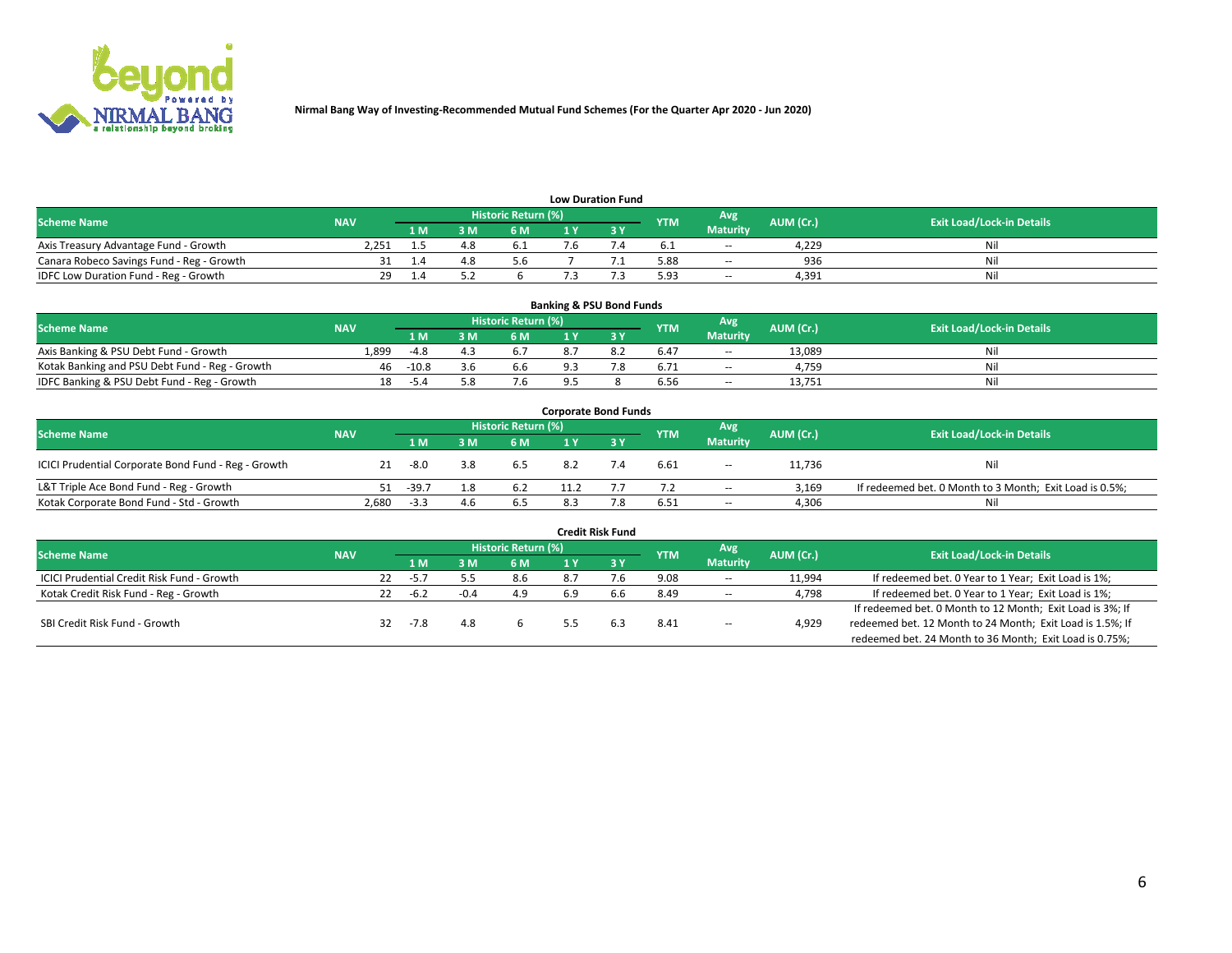Nirmal Bang Way of Investing-Recommended Mutual Fund Schemes (For the Quarter Apr 2020 - Jun 2020)

## Low Duration Fund

| Scheme Name | NAV | Historic Return (%) | | | | | YTM | Avg Maturity | AUM (Cr.) | Exit Load/Lock-in Details |
|---|---|---|---|---|---|---|---|---|---|---|
| | | 1 M | 3 M | 6 M | 1 Y | 3 Y | | | | |
| Axis Treasury Advantage Fund - Growth | 2,251 | 1.5 | 4.8 | 6.1 | 7.6 | 7.4 | 6.1 | -- | 4,229 | Nil |
| Canara Robeco Savings Fund - Reg - Growth | 31 | 1.4 | 4.8 | 5.6 | 7 | 7.1 | 5.88 | -- | 936 | Nil |
| IDFC Low Duration Fund - Reg - Growth | 29 | 1.4 | 5.2 | 6 | 7.3 | 7.3 | 5.93 | -- | 4,391 | Nil |

## Banking & PSU Bond Funds

| Scheme Name | NAV | Historic Return (%) | | | | | YTM | Avg Maturity | AUM (Cr.) | Exit Load/Lock-in Details |
|---|---|---|---|---|---|---|---|---|---|---|
| | | 1 M | 3 M | 6 M | 1 Y | 3 Y | | | | |
| Axis Banking & PSU Debt Fund - Growth | 1,899 | -4.8 | 4.3 | 6.7 | 8.7 | 8.2 | 6.47 | -- | 13,089 | Nil |
| Kotak Banking and PSU Debt Fund - Reg - Growth | 46 | -10.8 | 3.6 | 6.6 | 9.3 | 7.8 | 6.71 | -- | 4,759 | Nil |
| IDFC Banking & PSU Debt Fund - Reg - Growth | 18 | -5.4 | 5.8 | 7.6 | 9.5 | 8 | 6.56 | -- | 13,751 | Nil |

## Corporate Bond Funds

| Scheme Name | NAV | Historic Return (%) | | | | | YTM | Avg Maturity | AUM (Cr.) | Exit Load/Lock-in Details |
|---|---|---|---|---|---|---|---|---|---|---|
| | | 1 M | 3 M | 6 M | 1 Y | 3 Y | | | | |
| ICICI Prudential Corporate Bond Fund - Reg - Growth | 21 | -8.0 | 3.8 | 6.5 | 8.2 | 7.4 | 6.61 | -- | 11,736 | Nil |
| L&T Triple Ace Bond Fund - Reg - Growth | 51 | -39.7 | 1.8 | 6.2 | 11.2 | 7.7 | 7.2 | -- | 3,169 | If redeemed bet. 0 Month to 3 Month; Exit Load is 0.5%; |
| Kotak Corporate Bond Fund - Std - Growth | 2,680 | -3.3 | 4.6 | 6.5 | 8.3 | 7.8 | 6.51 | -- | 4,306 | Nil |

## Credit Risk Fund

| Scheme Name | NAV | Historic Return (%) | | | | | YTM | Avg Maturity | AUM (Cr.) | Exit Load/Lock-in Details |
|---|---|---|---|---|---|---|---|---|---|---|
| | | 1 M | 3 M | 6 M | 1 Y | 3 Y | | | | |
| ICICI Prudential Credit Risk Fund - Growth | 22 | -5.7 | 5.5 | 8.6 | 8.7 | 7.6 | 9.08 | -- | 11,994 | If redeemed bet. 0 Year to 1 Year; Exit Load is 1%; |
| Kotak Credit Risk Fund - Reg - Growth | 22 | -6.2 | -0.4 | 4.9 | 6.9 | 6.6 | 8.49 | -- | 4,798 | If redeemed bet. 0 Year to 1 Year; Exit Load is 1%; |
| SBI Credit Risk Fund - Growth | 32 | -7.8 | 4.8 | 6 | 5.5 | 6.3 | 8.41 | -- | 4,929 | If redeemed bet. 0 Month to 12 Month; Exit Load is 3%; If redeemed bet. 12 Month to 24 Month; Exit Load is 1.5%; If redeemed bet. 24 Month to 36 Month; Exit Load is 0.75%; |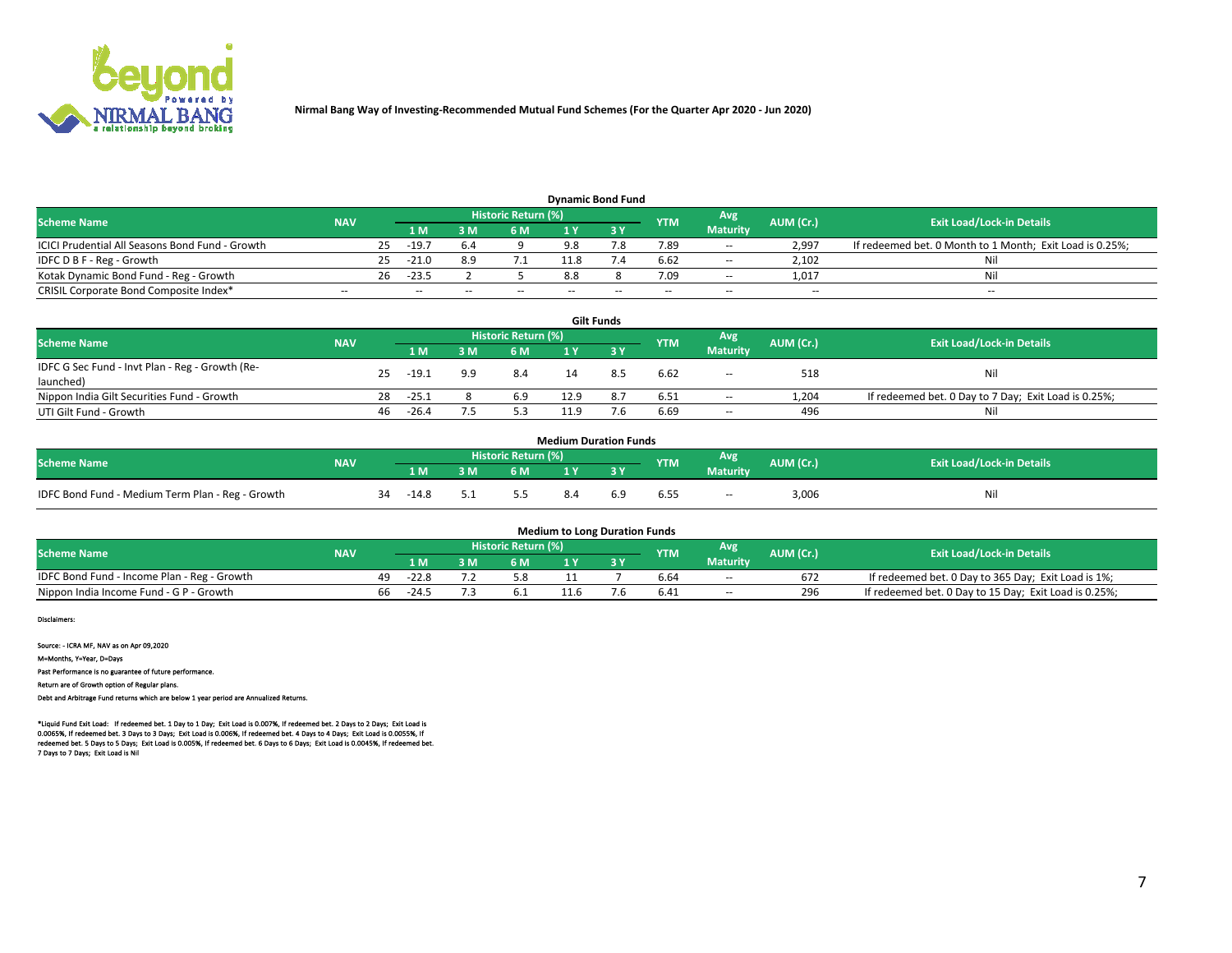Nirmal Bang Way of Investing-Recommended Mutual Fund Schemes (For the Quarter Apr 2020 - Jun 2020)

### Dynamic Bond Fund

| Scheme Name | NAV | Historic Return (%) | | | | | YTM | Avg Maturity | AUM (Cr.) | Exit Load/Lock-in Details |
|---|---|---|---|---|---|---|---|---|---|---|
| | | 1 M | 3 M | 6 M | 1 Y | 3 Y | | | | |
| ICICI Prudential All Seasons Bond Fund - Growth | 25 | -19.7 | 6.4 | 9 | 9.8 | 7.8 | 7.89 | -- | 2,997 | If redeemed bet. 0 Month to 1 Month; Exit Load is 0.25%; |
| IDFC D B F - Reg - Growth | 25 | -21.0 | 8.9 | 7.1 | 11.8 | 7.4 | 6.62 | -- | 2,102 | Nil |
| Kotak Dynamic Bond Fund - Reg - Growth | 26 | -23.5 | 2 | 5 | 8.8 | 8 | 7.09 | -- | 1,017 | Nil |
| CRISIL Corporate Bond Composite Index* | -- | -- | -- | -- | -- | -- | -- | -- | -- | -- |

### Gilt Funds

| Scheme Name | NAV | Historic Return (%) | | | | | YTM | Avg Maturity | AUM (Cr.) | Exit Load/Lock-in Details |
|---|---|---|---|---|---|---|---|---|---|---|
| | | 1 M | 3 M | 6 M | 1 Y | 3 Y | | | | |
| IDFC G Sec Fund - Invt Plan - Reg - Growth (Re-launched) | 25 | -19.1 | 9.9 | 8.4 | 14 | 8.5 | 6.62 | -- | 518 | Nil |
| Nippon India Gilt Securities Fund - Growth | 28 | -25.1 | 8 | 6.9 | 12.9 | 8.7 | 6.51 | -- | 1,204 | If redeemed bet. 0 Day to 7 Day; Exit Load is 0.25%; |
| UTI Gilt Fund - Growth | 46 | -26.4 | 7.5 | 5.3 | 11.9 | 7.6 | 6.69 | -- | 496 | Nil |

### Medium Duration Funds

| Scheme Name | NAV | Historic Return (%) | | | | | YTM | Avg Maturity | AUM (Cr.) | Exit Load/Lock-in Details |
|---|---|---|---|---|---|---|---|---|---|---|
| | | 1 M | 3 M | 6 M | 1 Y | 3 Y | | | | |
| IDFC Bond Fund - Medium Term Plan - Reg - Growth | 34 | -14.8 | 5.1 | 5.5 | 8.4 | 6.9 | 6.55 | -- | 3,006 | Nil |

### Medium to Long Duration Funds

| Scheme Name | NAV | Historic Return (%) | | | | | YTM | Avg Maturity | AUM (Cr.) | Exit Load/Lock-in Details |
|---|---|---|---|---|---|---|---|---|---|---|
| | | 1 M | 3 M | 6 M | 1 Y | 3 Y | | | | |
| IDFC Bond Fund - Income Plan - Reg - Growth | 49 | -22.8 | 7.2 | 5.8 | 11 | 7 | 6.64 | -- | 672 | If redeemed bet. 0 Day to 365 Day; Exit Load is 1%; |
| Nippon India Income Fund - G P - Growth | 66 | -24.5 | 7.3 | 6.1 | 11.6 | 7.6 | 6.41 | -- | 296 | If redeemed bet. 0 Day to 15 Day; Exit Load is 0.25%; |

Disclaimers:

Source: - ICRA MF, NAV as on Apr 09,2020

M=Months, Y=Year, D=Days

Past Performance is no guarantee of future performance.

Return are of Growth option of Regular plans.

Debt and Arbitrage Fund returns which are below 1 year period are Annualized Returns.

*Liquid Fund Exit Load: If redeemed bet. 1 Day to 1 Day; Exit Load is 0.007%, If redeemed bet. 2 Days to 2 Days; Exit Load is 0.0065%, If redeemed bet. 3 Days to 3 Days; Exit Load is 0.006%, If redeemed bet. 4 Days to 4 Days; Exit Load is 0.0055%, If redeemed bet. 5 Days to 5 Days; Exit Load is 0.005%, If redeemed bet. 6 Days to 6 Days; Exit Load is 0.0045%, If redeemed bet. 7 Days to 7 Days; Exit Load is Nil